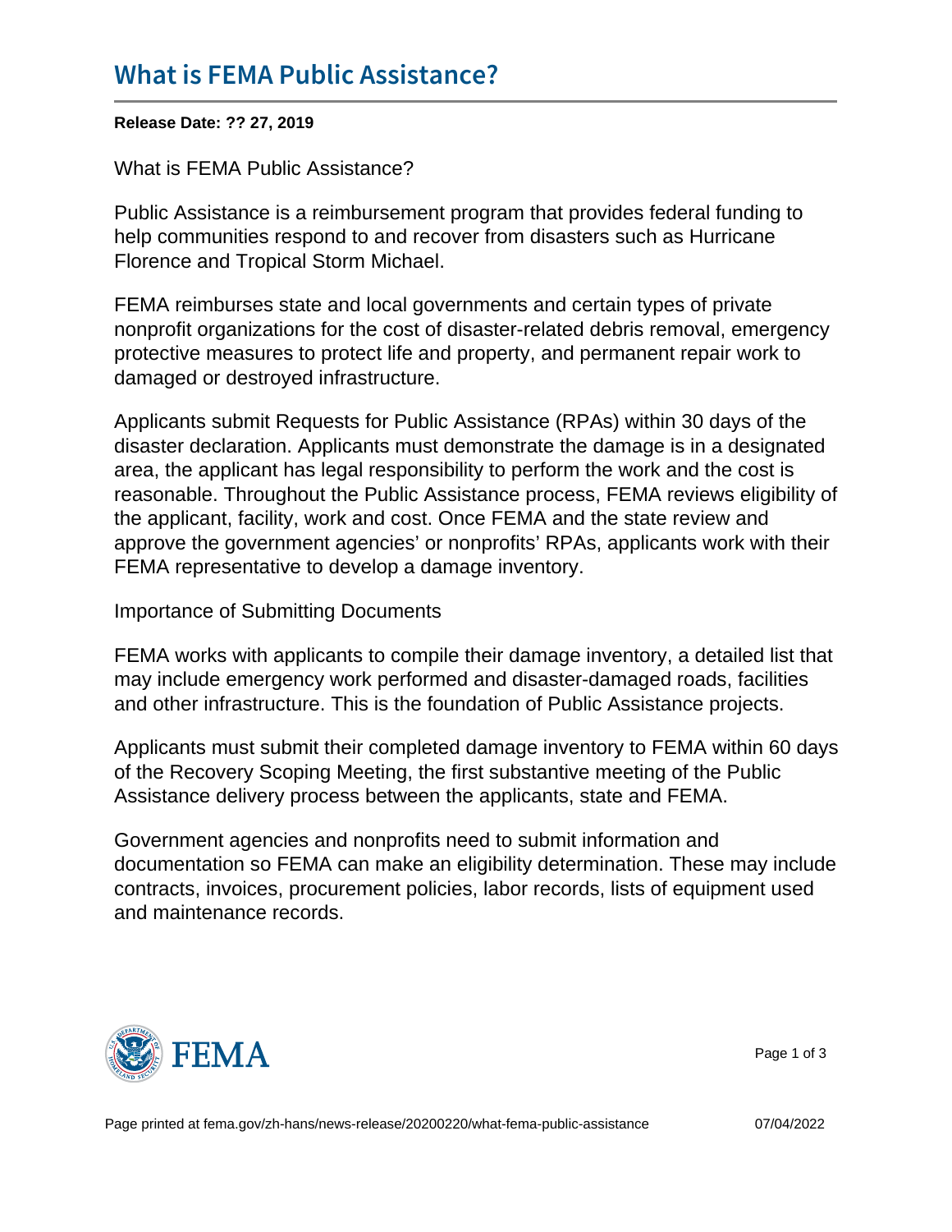# What is FEMA Public Assistance?

**Release Date: ?? 27, 2019**

What is FEMA Public Assistance?

Public Assistance is a reimbursement program that provides federal funding to help communities respond to and recover from disasters such as Hurricane Florence and Tropical Storm Michael.

FEMA reimburses state and local governments and certain types of private nonprofit organizations for the cost of disaster-related debris removal, emergency protective measures to protect life and property, and permanent repair work to damaged or destroyed infrastructure.

Applicants submit Requests for Public Assistance (RPAs) within 30 days of the disaster declaration. Applicants must demonstrate the damage is in a designated area, the applicant has legal responsibility to perform the work and the cost is reasonable. Throughout the Public Assistance process, FEMA reviews eligibility of the applicant, facility, work and cost. Once FEMA and the state review and approve the government agencies' or nonprofits' RPAs, applicants work with their FEMA representative to develop a damage inventory.

Importance of Submitting Documents

FEMA works with applicants to compile their damage inventory, a detailed list that may include emergency work performed and disaster-damaged roads, facilities and other infrastructure. This is the foundation of Public Assistance projects.

Applicants must submit their completed damage inventory to FEMA within 60 days of the Recovery Scoping Meeting, the first substantive meeting of the Public Assistance delivery process between the applicants, state and FEMA.

Government agencies and nonprofits need to submit information and documentation so FEMA can make an eligibility determination. These may include contracts, invoices, procurement policies, labor records, lists of equipment used and maintenance records.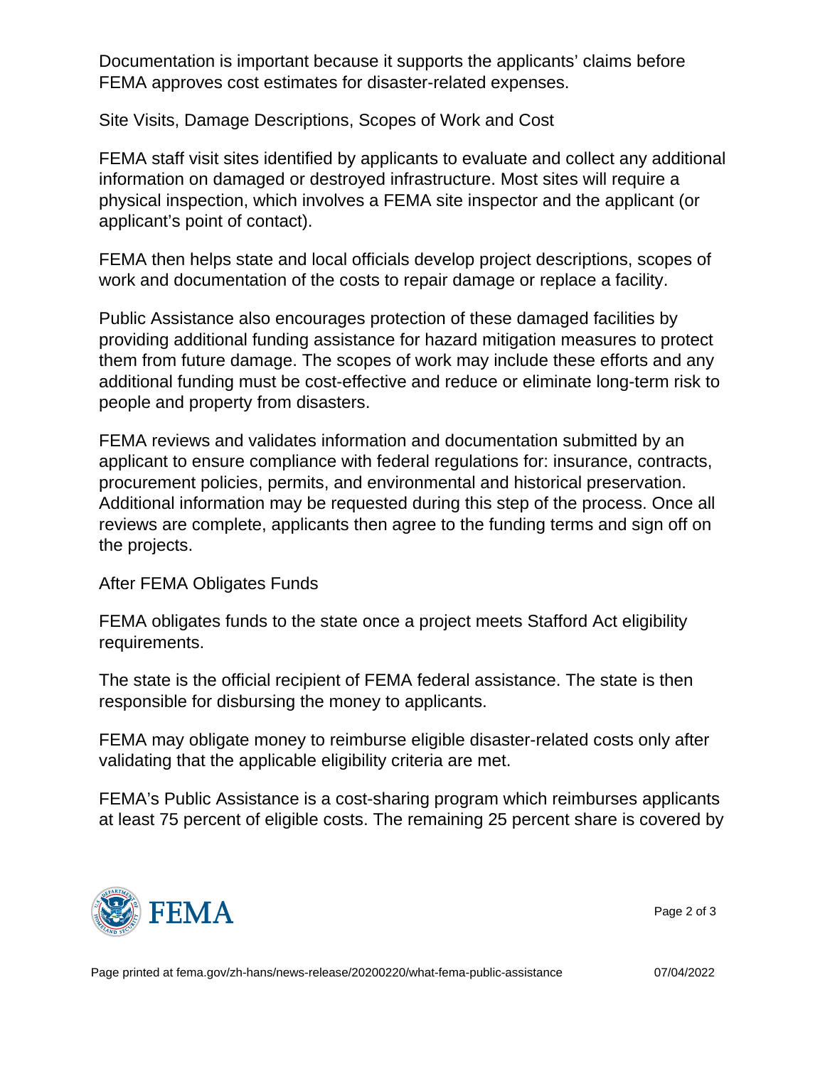Documentation is important because it supports the applicants' claims before FEMA approves cost estimates for disaster-related expenses.

## Site Visits, Damage Descriptions, Scopes of Work and Cost

FEMA staff visit sites identified by applicants to evaluate and collect any additional information on damaged or destroyed infrastructure. Most sites will require a physical inspection, which involves a FEMA site inspector and the applicant (or applicant's point of contact).

FEMA then helps state and local officials develop project descriptions, scopes of work and documentation of the costs to repair damage or replace a facility.

Public Assistance also encourages protection of these damaged facilities by providing additional funding assistance for hazard mitigation measures to protect them from future damage. The scopes of work may include these efforts and any additional funding must be cost-effective and reduce or eliminate long-term risk to people and property from disasters.

FEMA reviews and validates information and documentation submitted by an applicant to ensure compliance with federal regulations for: insurance, contracts, procurement policies, permits, and environmental and historical preservation. Additional information may be requested during this step of the process. Once all reviews are complete, applicants then agree to the funding terms and sign off on the projects.

## After FEMA Obligates Funds

FEMA obligates funds to the state once a project meets Stafford Act eligibility requirements.

The state is the official recipient of FEMA federal assistance. The state is then responsible for disbursing the money to applicants.

FEMA may obligate money to reimburse eligible disaster-related costs only after validating that the applicable eligibility criteria are met.

FEMA's Public Assistance is a cost-sharing program which reimburses applicants at least 75 percent of eligible costs. The remaining 25 percent share is covered by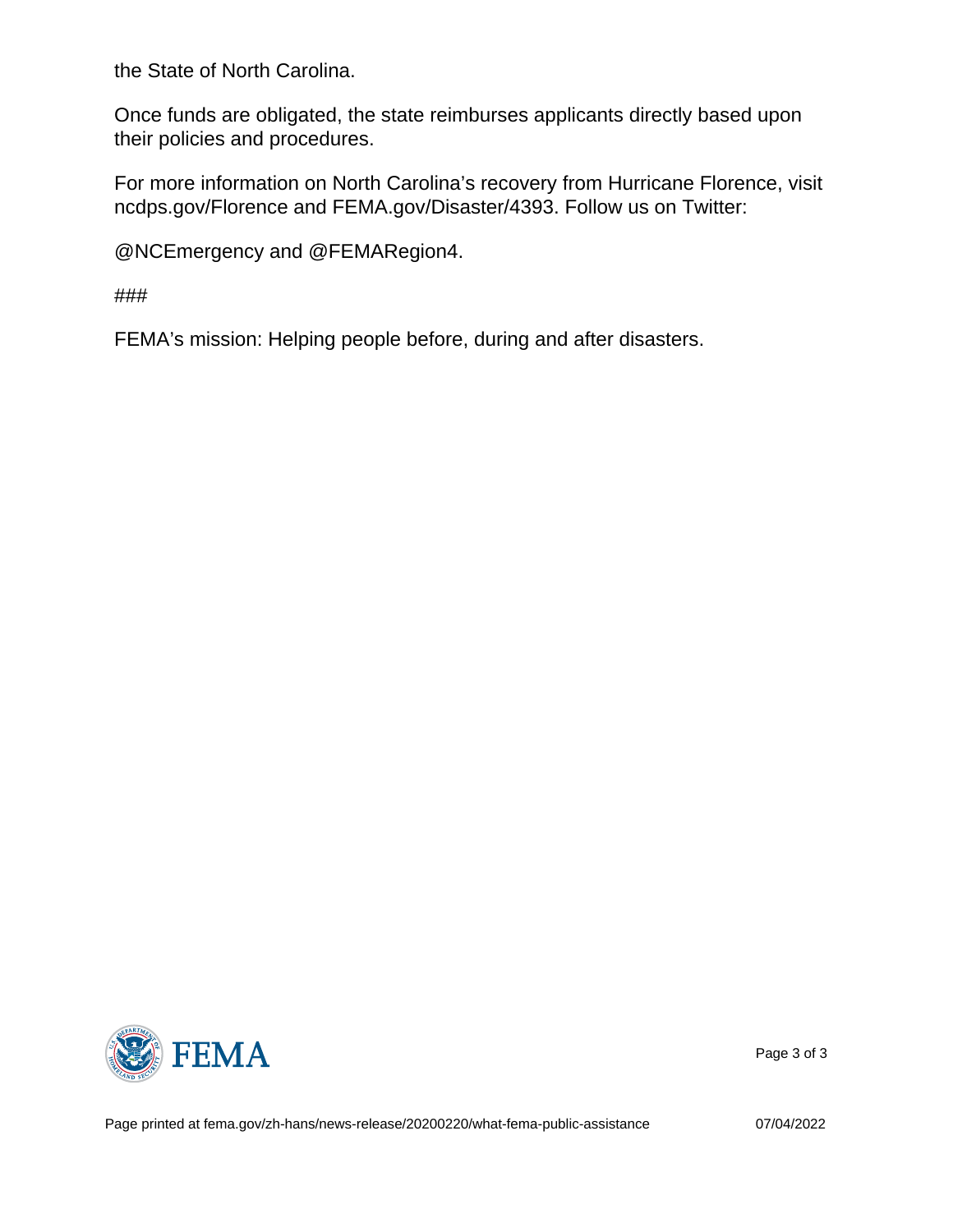the State of North Carolina.

Once funds are obligated, the state reimburses applicants directly based upon their policies and procedures.

For more information on North Carolina’s recovery from Hurricane Florence, visit ncdps.gov/Florence and FEMA.gov/Disaster/4393. Follow us on Twitter:

@NCEmergency and @FEMARegion4.

###

FEMA’s mission: Helping people before, during and after disasters.